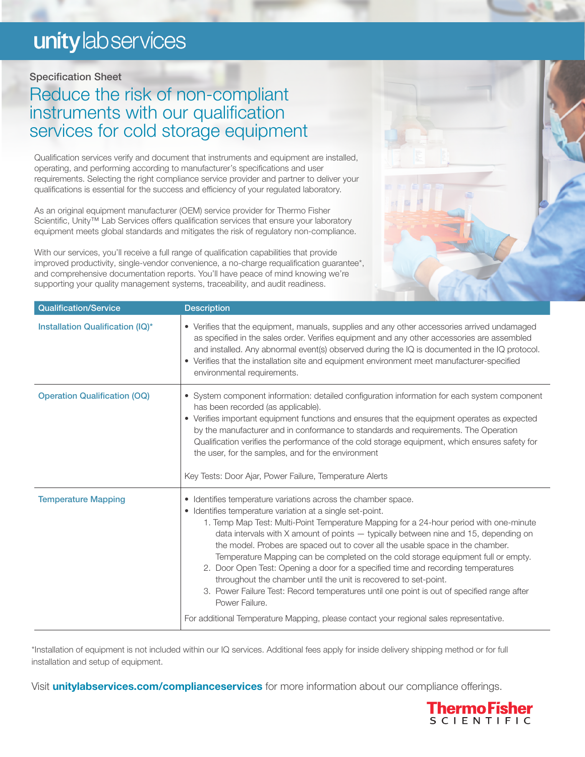# unity lab services

Specification Sheet

## Reduce the risk of non-compliant instruments with our qualification services for cold storage equipment

Qualification services verify and document that instruments and equipment are installed, operating, and performing according to manufacturer's specifications and user requirements. Selecting the right compliance service provider and partner to deliver your qualifications is essential for the success and efficiency of your regulated laboratory.

As an original equipment manufacturer (OEM) service provider for Thermo Fisher Scientific, Unity™ Lab Services offers qualification services that ensure your laboratory equipment meets global standards and mitigates the risk of regulatory non-compliance.

With our services, you'll receive a full range of qualification capabilities that provide improved productivity, single-vendor convenience, a no-charge requalification guarantee*, and comprehensive documentation reports. You'll have peace of mind knowing we're supporting your quality management systems, traceability, and audit readiness.

| Qualification/Service | Description |
|---|---|
| Installation Qualification (IQ)* | • Verifies that the equipment, manuals, supplies and any other accessories arrived undamaged as specified in the sales order. Verifies equipment and any other accessories are assembled and installed. Any abnormal event(s) observed during the IQ is documented in the IQ protocol.<br>• Verifies that the installation site and equipment environment meet manufacturer-specified environmental requirements. |
| Operation Qualification (OQ) | • System component information: detailed configuration information for each system component has been recorded (as applicable).<br>• Verifies important equipment functions and ensures that the equipment operates as expected by the manufacturer and in conformance to standards and requirements. The Operation Qualification verifies the performance of the cold storage equipment, which ensures safety for the user, for the samples, and for the environment<br><br>Key Tests: Door Ajar, Power Failure, Temperature Alerts |
| Temperature Mapping | • Identifies temperature variations across the chamber space.<br>• Identifies temperature variation at a single set-point.<br>1. Temp Map Test: Multi-Point Temperature Mapping for a 24-hour period with one-minute data intervals with X amount of points — typically between nine and 15, depending on the model. Probes are spaced out to cover all the usable space in the chamber. Temperature Mapping can be completed on the cold storage equipment full or empty.<br>2. Door Open Test: Opening a door for a specified time and recording temperatures throughout the chamber until the unit is recovered to set-point.<br>3. Power Failure Test: Record temperatures until one point is out of specified range after Power Failure.<br><br>For additional Temperature Mapping, please contact your regional sales representative. |

*Installation of equipment is not included within our IQ services. Additional fees apply for inside delivery shipping method or for full installation and setup of equipment.

Visit **unitylabservices.com/complianceservices** for more information about our compliance offerings.

ThermoFisher SCIENTIFIC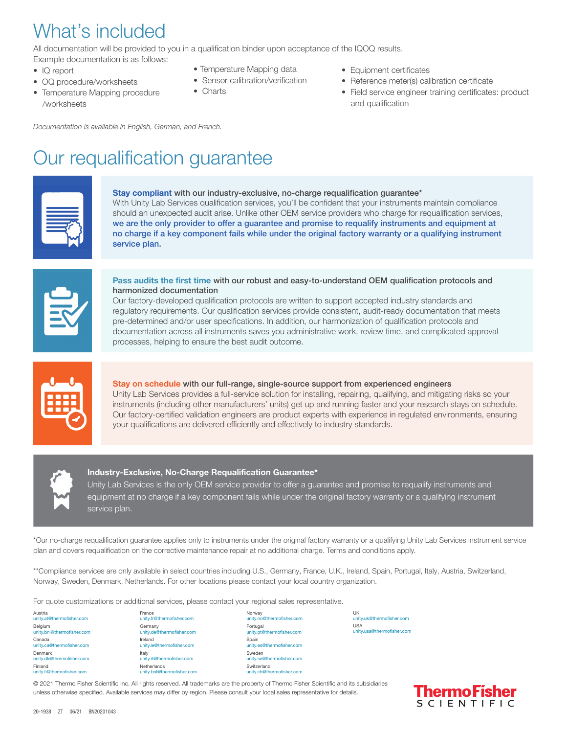# What's included

All documentation will be provided to you in a qualification binder upon acceptance of the IQOQ results.
Example documentation is as follows:

- IQ report
- OQ procedure/worksheets
- Temperature Mapping procedure /worksheets
- Temperature Mapping data
- Sensor calibration/verification
- Charts
- Equipment certificates
- Reference meter(s) calibration certificate
- Field service engineer training certificates: product and qualification

*Documentation is available in English, German, and French.*

# Our requalification guarantee

**Stay compliant with our industry-exclusive, no-charge requalification guarantee***
With Unity Lab Services qualification services, you'll be confident that your instruments maintain compliance should an unexpected audit arise. Unlike other OEM service providers who charge for requalification services, **we are the only provider to offer a guarantee and promise to requalify instruments and equipment at no charge if a key component fails while under the original factory warranty or a qualifying instrument service plan.**

**Pass audits the first time with our robust and easy-to-understand OEM qualification protocols and harmonized documentation**
Our factory-developed qualification protocols are written to support accepted industry standards and regulatory requirements. Our qualification services provide consistent, audit-ready documentation that meets pre-determined and/or user specifications. In addition, our harmonization of qualification protocols and documentation across all instruments saves you administrative work, review time, and complicated approval processes, helping to ensure the best audit outcome.

**Stay on schedule with our full-range, single-source support from experienced engineers**
Unity Lab Services provides a full-service solution for installing, repairing, qualifying, and mitigating risks so your instruments (including other manufacturers' units) get up and running faster and your research stays on schedule. Our factory-certified validation engineers are product experts with experience in regulated environments, ensuring your qualifications are delivered efficiently and effectively to industry standards.

**Industry-Exclusive, No-Charge Requalification Guarantee***
Unity Lab Services is the only OEM service provider to offer a guarantee and promise to requalify instruments and equipment at no charge if a key component fails while under the original factory warranty or a qualifying instrument service plan.

*Our no-charge requalification guarantee applies only to instruments under the original factory warranty or a qualifying Unity Lab Services instrument service plan and covers requalification on the corrective maintenance repair at no additional charge. Terms and conditions apply.

**Compliance services are only available in select countries including U.S., Germany, France, U.K., Ireland, Spain, Portugal, Italy, Austria, Switzerland, Norway, Sweden, Denmark, Netherlands. For other locations please contact your local country organization.

For quote customizations or additional services, please contact your regional sales representative.

Austria
unity.at@thermofisher.com
Belgium
unity.bnl@thermofisher.com
Canada
unity.ca@thermofisher.com
Denmark
unity.dk@thermofisher.com
Finland
unity.fi@thermofisher.com
France
unity.fr@thermofisher.com
Germany
unity.de@thermofisher.com
Ireland
unity.ie@thermofisher.com
Italy
unity.it@thermofisher.com
Netherlands
unity.bnl@thermofisher.com
Norway
unity.no@thermofisher.com
Portugal
unity.pt@thermofisher.com
Spain
unity.es@thermofisher.com
Sweden
unity.se@thermofisher.com
Switzerland
unity.ch@thermofisher.com
UK
unity.uk@thermofisher.com
USA
unity.usa@thermofisher.com

© 2021 Thermo Fisher Scientific Inc. All rights reserved. All trademarks are the property of Thermo Fisher Scientific and its subsidiaries unless otherwise specified. Available services may differ by region. Please consult your local sales representative for details.

ThermoFisher SCIENTIFIC

20-1938 ZT 06/21 BN20201043